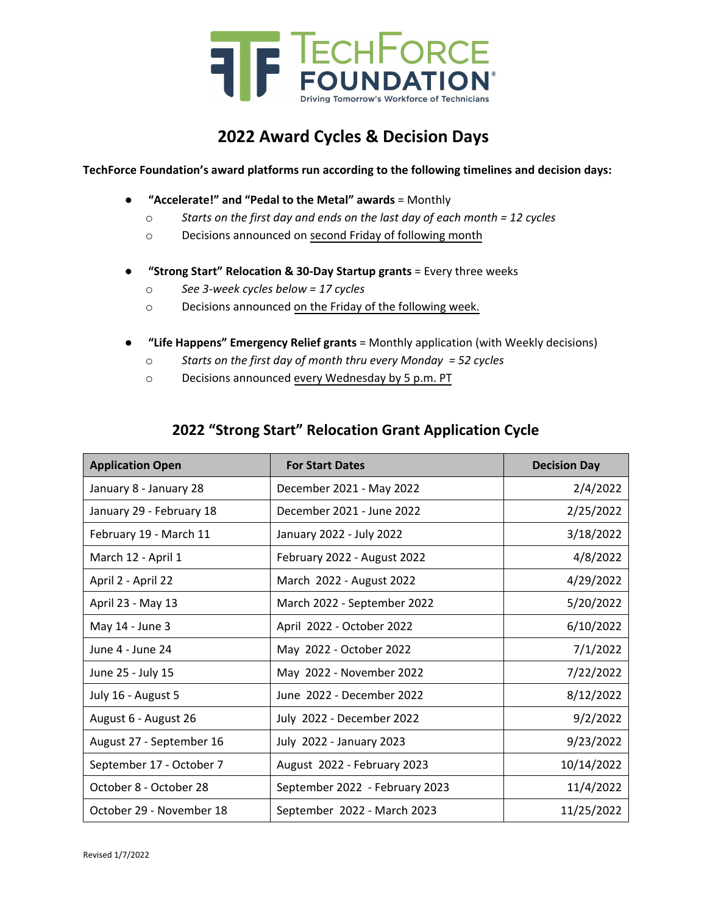# 2022 Award Cycles & Decision Days

**TechForce Foundation's award platforms run according to the following timelines and decision days:**

- **"Accelerate!" and "Pedal to the Metal" awards** = Monthly
  - *Starts on the first day and ends on the last day of each month = 12 cycles*
  - Decisions announced on second Friday of following month
- **"Strong Start" Relocation & 30-Day Startup grants** = Every three weeks
  - *See 3-week cycles below = 17 cycles*
  - Decisions announced on the Friday of the following week.
- **"Life Happens" Emergency Relief grants** = Monthly application (with Weekly decisions)
  - *Starts on the first day of month thru every Monday = 52 cycles*
  - Decisions announced every Wednesday by 5 p.m. PT

## 2022 "Strong Start" Relocation Grant Application Cycle

| Application Open | For Start Dates | Decision Day |
|---|---|---|
| January 8 - January 28 | December 2021 - May 2022 | 2/4/2022 |
| January 29 - February 18 | December 2021 - June 2022 | 2/25/2022 |
| February 19 - March 11 | January 2022 - July 2022 | 3/18/2022 |
| March 12 - April 1 | February 2022 - August 2022 | 4/8/2022 |
| April 2 - April 22 | March 2022 - August 2022 | 4/29/2022 |
| April 23 - May 13 | March 2022 - September 2022 | 5/20/2022 |
| May 14 - June 3 | April 2022 - October 2022 | 6/10/2022 |
| June 4 - June 24 | May 2022 - October 2022 | 7/1/2022 |
| June 25 - July 15 | May 2022 - November 2022 | 7/22/2022 |
| July 16 - August 5 | June 2022 - December 2022 | 8/12/2022 |
| August 6 - August 26 | July 2022 - December 2022 | 9/2/2022 |
| August 27 - September 16 | July 2022 - January 2023 | 9/23/2022 |
| September 17 - October 7 | August 2022 - February 2023 | 10/14/2022 |
| October 8 - October 28 | September 2022 - February 2023 | 11/4/2022 |
| October 29 - November 18 | September 2022 - March 2023 | 11/25/2022 |

Revised 1/7/2022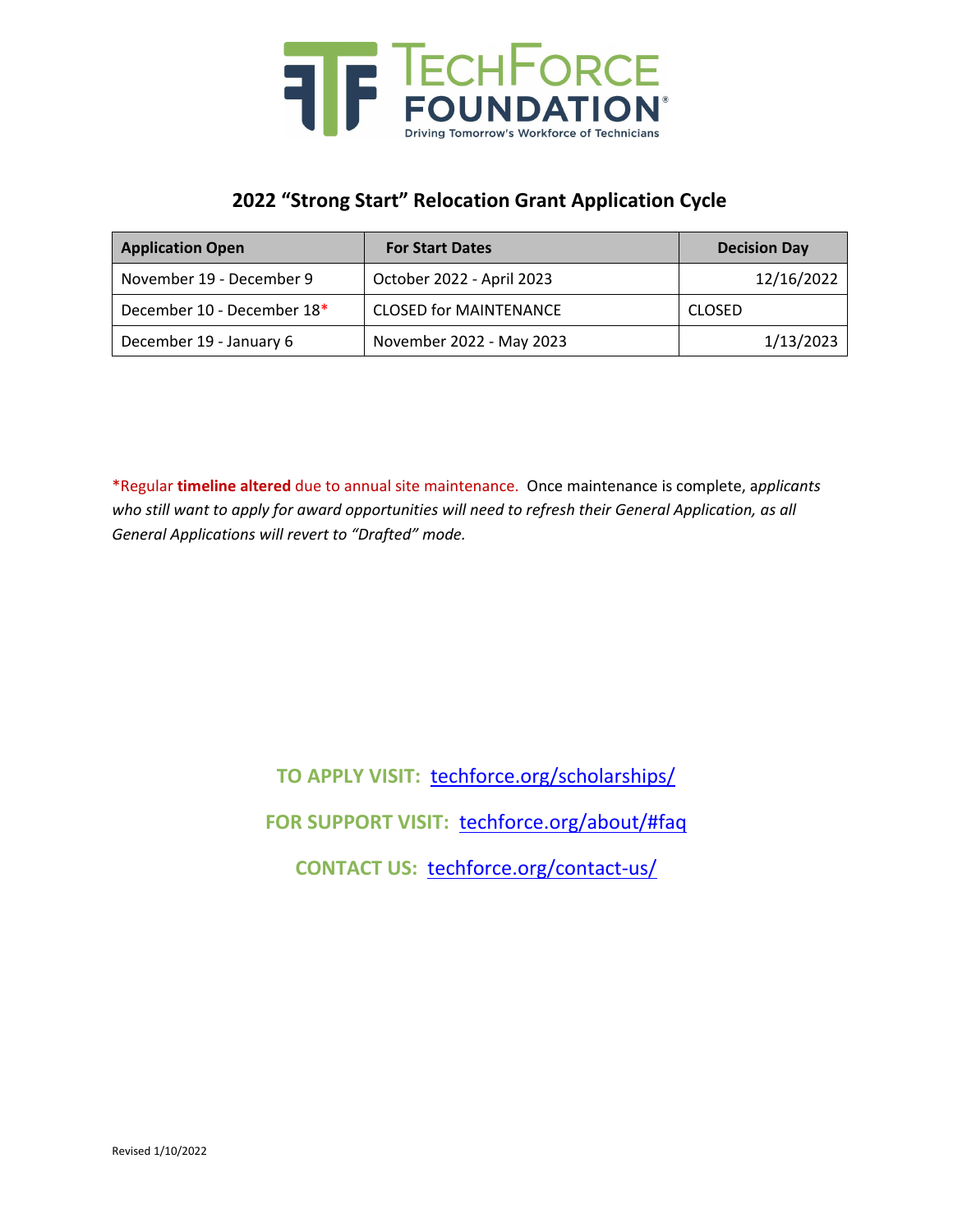TECHFORCE FOUNDATION
Driving Tomorrow's Workforce of Technicians

## 2022 "Strong Start" Relocation Grant Application Cycle

| Application Open | For Start Dates | Decision Day |
|---|---|---|
| November 19 - December 9 | October 2022 - April 2023 | 12/16/2022 |
| December 10 - December 18* | CLOSED for MAINTENANCE | CLOSED |
| December 19 - January 6 | November 2022 - May 2023 | 1/13/2023 |

*Regular **timeline altered** due to annual site maintenance. Once maintenance is complete, a*pplicants who still want to apply for award opportunities will need to refresh their General Application, as all General Applications will revert to "Drafted" mode.*

**TO APPLY VISIT:** [techforce.org/scholarships/](techforce.org/scholarships/)

**FOR SUPPORT VISIT:** [techforce.org/about/#faq](techforce.org/about/#faq)

**CONTACT US:** [techforce.org/contact-us/](techforce.org/contact-us/)

Revised 1/10/2022